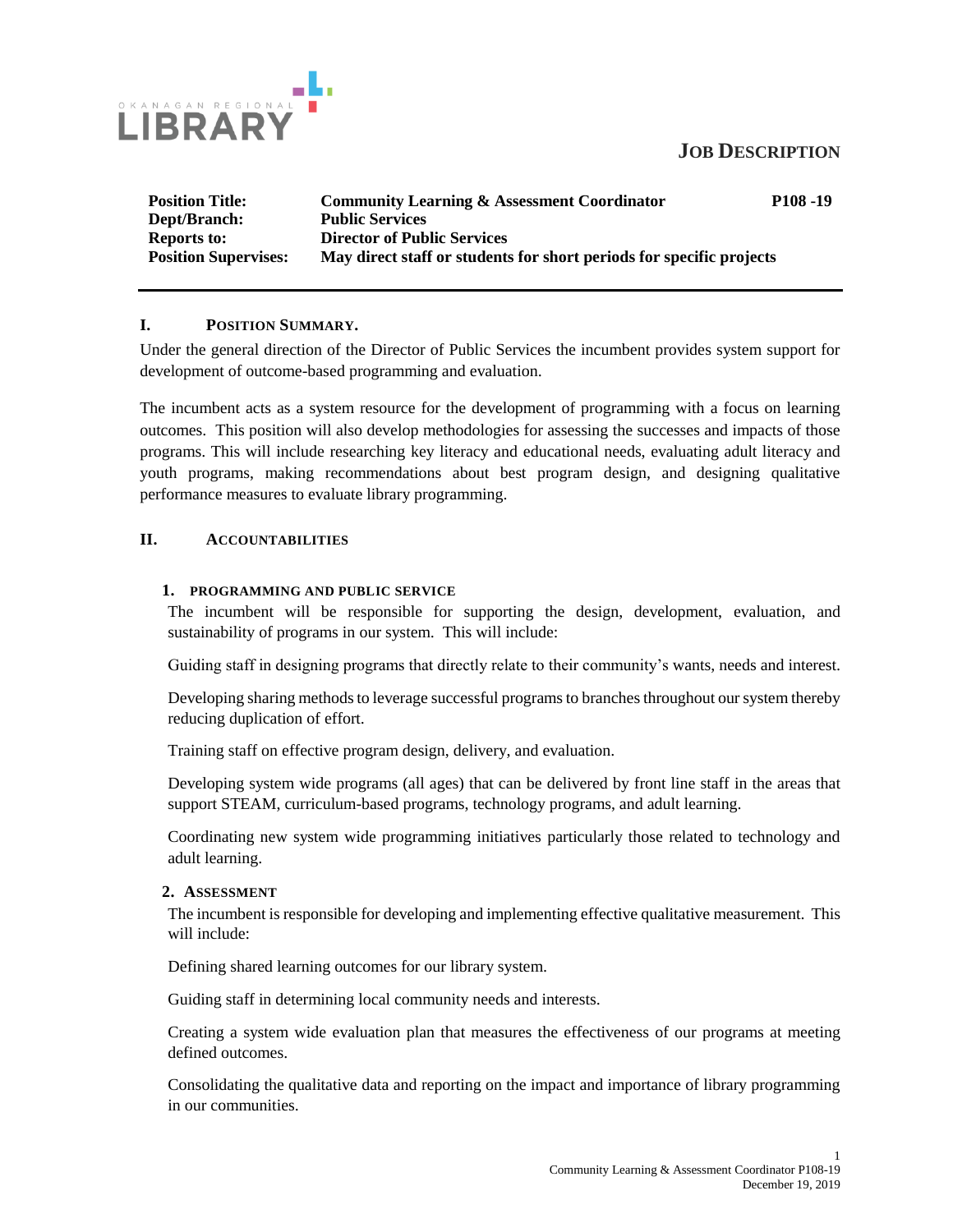OKANAGAN REGIONAL LIBRARY

# JOB DESCRIPTION

| | | |
|---|---|---|
| **Position Title:** | **Community Learning & Assessment Coordinator** | **P108 -19** |
| **Dept/Branch:** | **Public Services** | |
| **Reports to:** | **Director of Public Services** | |
| **Position Supervises:** | **May direct staff or students for short periods for specific projects** | |

## I. POSITION SUMMARY.

Under the general direction of the Director of Public Services the incumbent provides system support for development of outcome-based programming and evaluation.

The incumbent acts as a system resource for the development of programming with a focus on learning outcomes. This position will also develop methodologies for assessing the successes and impacts of those programs. This will include researching key literacy and educational needs, evaluating adult literacy and youth programs, making recommendations about best program design, and designing qualitative performance measures to evaluate library programming.

## II. ACCOUNTABILITIES

### 1. PROGRAMMING AND PUBLIC SERVICE

The incumbent will be responsible for supporting the design, development, evaluation, and sustainability of programs in our system. This will include:

Guiding staff in designing programs that directly relate to their community's wants, needs and interest.

Developing sharing methods to leverage successful programs to branches throughout our system thereby reducing duplication of effort.

Training staff on effective program design, delivery, and evaluation.

Developing system wide programs (all ages) that can be delivered by front line staff in the areas that support STEAM, curriculum-based programs, technology programs, and adult learning.

Coordinating new system wide programming initiatives particularly those related to technology and adult learning.

### 2. ASSESSMENT

The incumbent is responsible for developing and implementing effective qualitative measurement. This will include:

Defining shared learning outcomes for our library system.

Guiding staff in determining local community needs and interests.

Creating a system wide evaluation plan that measures the effectiveness of our programs at meeting defined outcomes.

Consolidating the qualitative data and reporting on the impact and importance of library programming in our communities.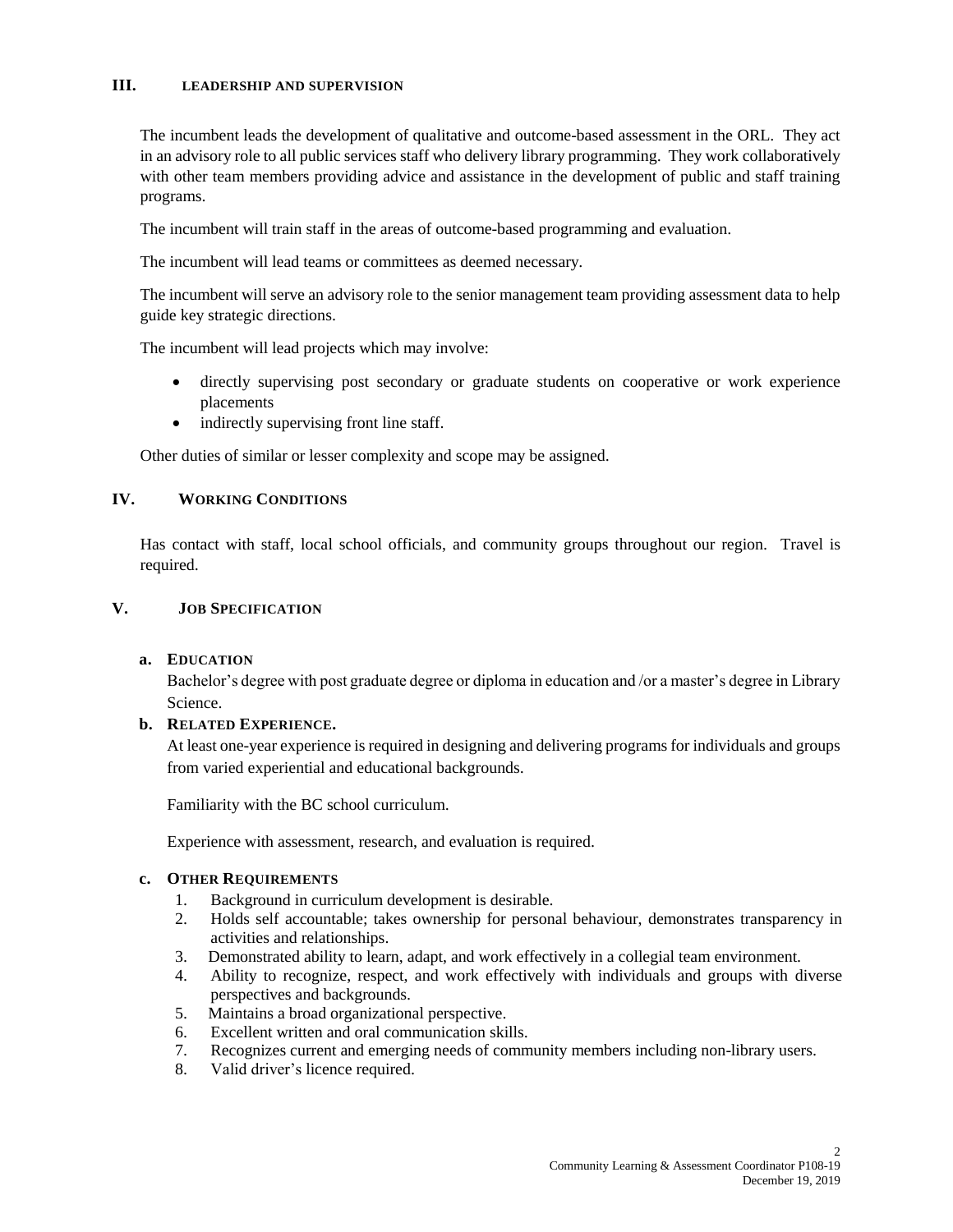## III. LEADERSHIP AND SUPERVISION

The incumbent leads the development of qualitative and outcome-based assessment in the ORL. They act in an advisory role to all public services staff who delivery library programming. They work collaboratively with other team members providing advice and assistance in the development of public and staff training programs.

The incumbent will train staff in the areas of outcome-based programming and evaluation.

The incumbent will lead teams or committees as deemed necessary.

The incumbent will serve an advisory role to the senior management team providing assessment data to help guide key strategic directions.

The incumbent will lead projects which may involve:

- directly supervising post secondary or graduate students on cooperative or work experience placements
- indirectly supervising front line staff.

Other duties of similar or lesser complexity and scope may be assigned.

## IV. WORKING CONDITIONS

Has contact with staff, local school officials, and community groups throughout our region. Travel is required.

## V. JOB SPECIFICATION

### a. EDUCATION

Bachelor's degree with post graduate degree or diploma in education and /or a master's degree in Library Science.

### b. RELATED EXPERIENCE.

At least one-year experience is required in designing and delivering programs for individuals and groups from varied experiential and educational backgrounds.

Familiarity with the BC school curriculum.

Experience with assessment, research, and evaluation is required.

### c. OTHER REQUIREMENTS

1. Background in curriculum development is desirable.
2. Holds self accountable; takes ownership for personal behaviour, demonstrates transparency in activities and relationships.
3. Demonstrated ability to learn, adapt, and work effectively in a collegial team environment.
4. Ability to recognize, respect, and work effectively with individuals and groups with diverse perspectives and backgrounds.
5. Maintains a broad organizational perspective.
6. Excellent written and oral communication skills.
7. Recognizes current and emerging needs of community members including non-library users.
8. Valid driver's licence required.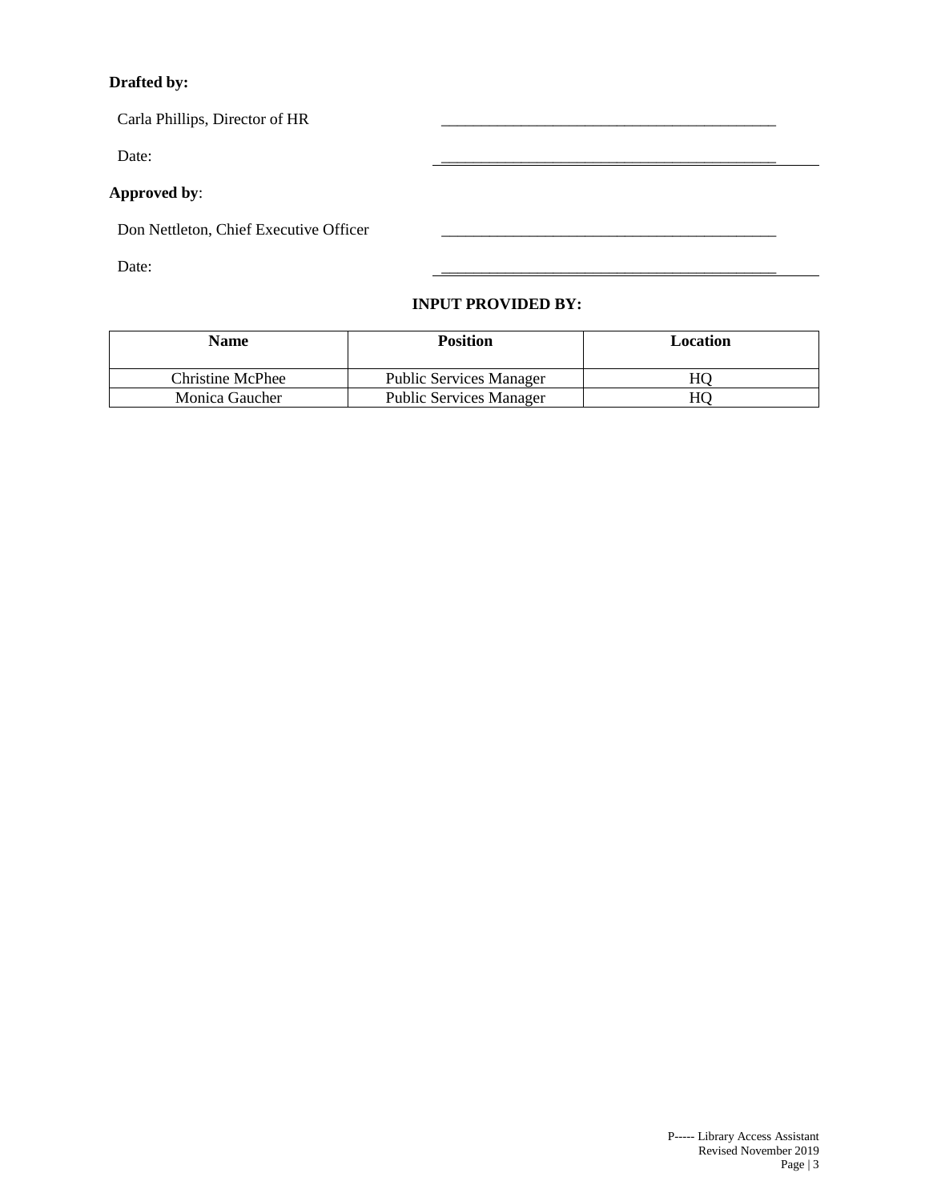**Drafted by:**

Carla Phillips, Director of HR \_\_\_\_\_\_\_\_\_\_\_\_\_\_\_\_\_\_\_\_\_\_\_\_\_\_\_\_\_\_\_\_\_\_\_\_\_\_\_\_\_\_

Date: \_\_\_\_\_\_\_\_\_\_\_\_\_\_\_\_\_\_\_\_\_\_\_\_\_\_\_\_\_\_\_\_\_\_\_\_\_\_\_\_\_\_

**Approved by**:

Don Nettleton, Chief Executive Officer \_\_\_\_\_\_\_\_\_\_\_\_\_\_\_\_\_\_\_\_\_\_\_\_\_\_\_\_\_\_\_\_\_\_\_\_\_\_\_\_\_\_

Date: \_\_\_\_\_\_\_\_\_\_\_\_\_\_\_\_\_\_\_\_\_\_\_\_\_\_\_\_\_\_\_\_\_\_\_\_\_\_\_\_\_\_

**INPUT PROVIDED BY:**

| Name | Position | Location |
|---|---|---|
| Christine McPhee | Public Services Manager | HQ |
| Monica Gaucher | Public Services Manager | HQ |